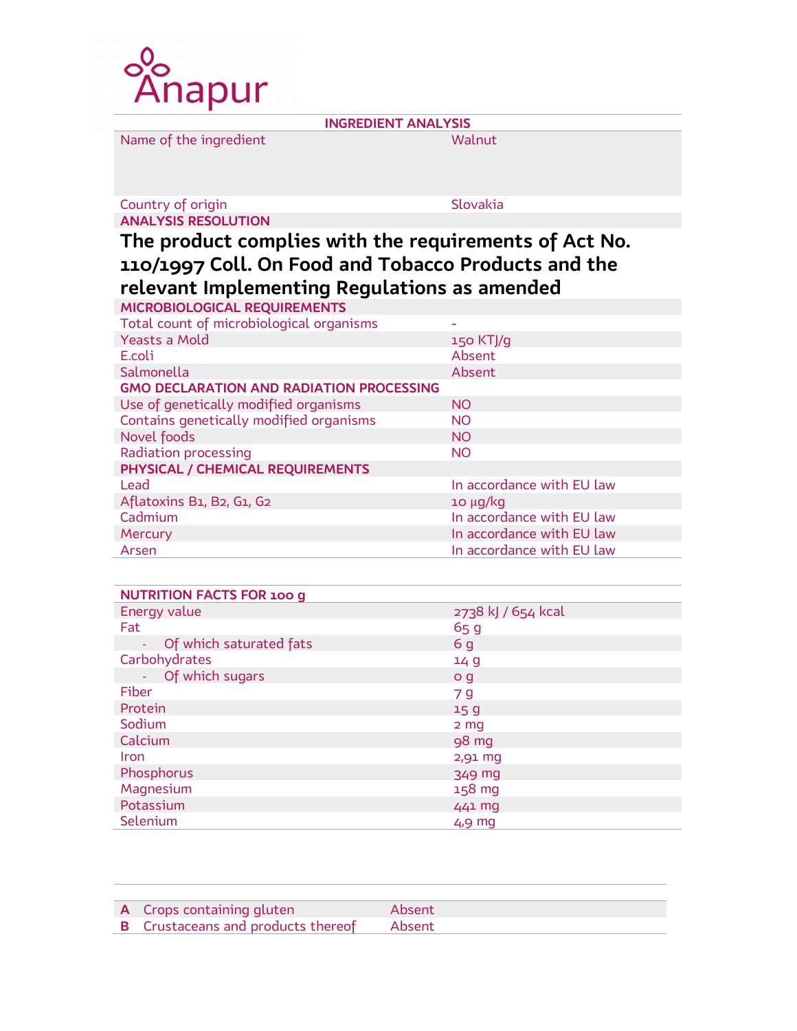Anapur

## INGREDIENT ANALYSIS

| | |
|---|---|
| Name of the ingredient | Walnut |
| Country of origin | Slovakia |

**ANALYSIS RESOLUTION**

**The product complies with the requirements of Act No. 110/1997 Coll. On Food and Tobacco Products and the relevant Implementing Regulations as amended**

| **MICROBIOLOGICAL REQUIREMENTS** | |
|---|---|
| Total count of microbiological organisms | - |
| Yeasts a Mold | 150 KTJ/g |
| E.coli | Absent |
| Salmonella | Absent |
| **GMO DECLARATION AND RADIATION PROCESSING** | |
| Use of genetically modified organisms | NO |
| Contains genetically modified organisms | NO |
| Novel foods | NO |
| Radiation processing | NO |
| **PHYSICAL / CHEMICAL REQUIREMENTS** | |
| Lead | In accordance with EU law |
| Aflatoxins B1, B2, G1, G2 | 10 µg/kg |
| Cadmium | In accordance with EU law |
| Mercury | In accordance with EU law |
| Arsen | In accordance with EU law |

| **NUTRITION FACTS FOR 100 g** | |
|---|---|
| Energy value | 2738 kJ / 654 kcal |
| Fat | 65 g |
| - Of which saturated fats | 6 g |
| Carbohydrates | 14 g |
| - Of which sugars | 0 g |
| Fiber | 7 g |
| Protein | 15 g |
| Sodium | 2 mg |
| Calcium | 98 mg |
| Iron | 2,91 mg |
| Phosphorus | 349 mg |
| Magnesium | 158 mg |
| Potassium | 441 mg |
| Selenium | 4,9 mg |

| | | |
|---|---|---|
| **A** | Crops containing gluten | Absent |
| **B** | Crustaceans and products thereof | Absent |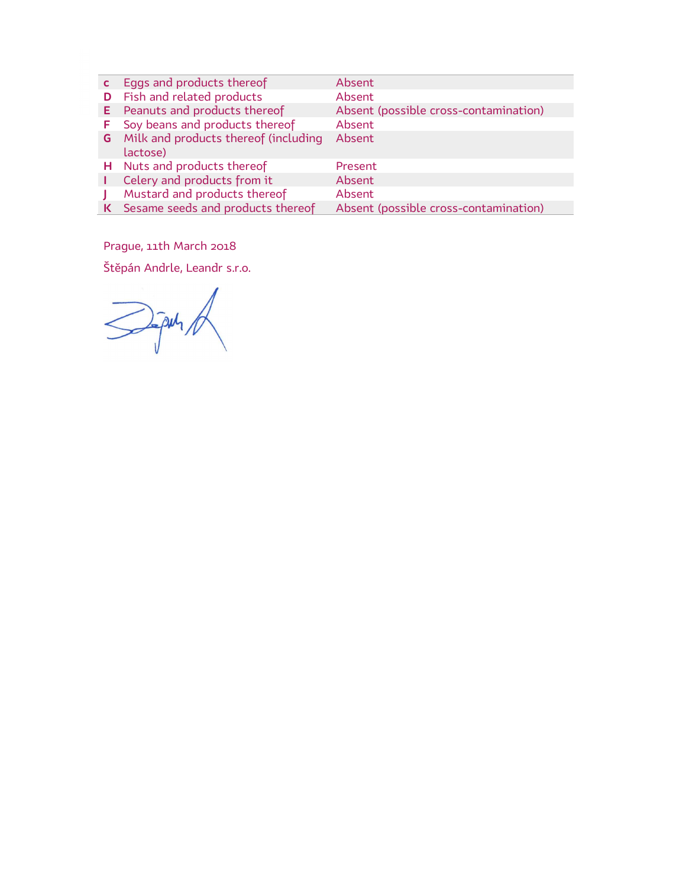| | | |
|---|---|---|
| c | Eggs and products thereof | Absent |
| D | Fish and related products | Absent |
| E | Peanuts and products thereof | Absent (possible cross-contamination) |
| F | Soy beans and products thereof | Absent |
| G | Milk and products thereof (including lactose) | Absent |
| H | Nuts and products thereof | Present |
| I | Celery and products from it | Absent |
| J | Mustard and products thereof | Absent |
| K | Sesame seeds and products thereof | Absent (possible cross-contamination) |

Prague, 11th March 2018

Štěpán Andrle, Leandr s.r.o.